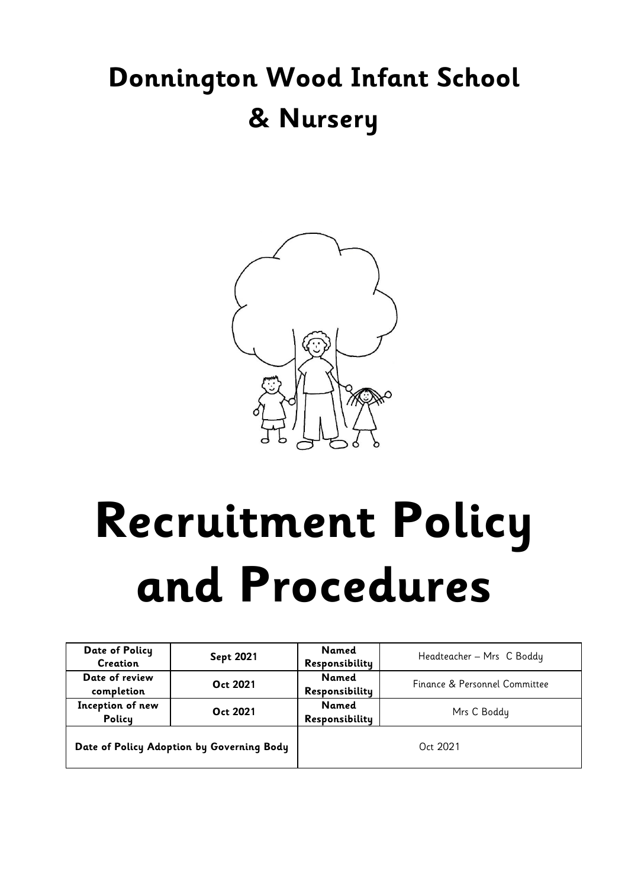# Donnington Wood Infant School & Nursery

# Recruitment Policy and Procedures

| Date of Policy Creation | Sept 2021 | Named Responsibility | Headteacher – Mrs C Boddy |
|---|---|---|---|
| Date of review completion | Oct 2021 | Named Responsibility | Finance & Personnel Committee |
| Inception of new Policy | Oct 2021 | Named Responsibility | Mrs C Boddy |
| Date of Policy Adoption by Governing Body | | Oct 2021 | |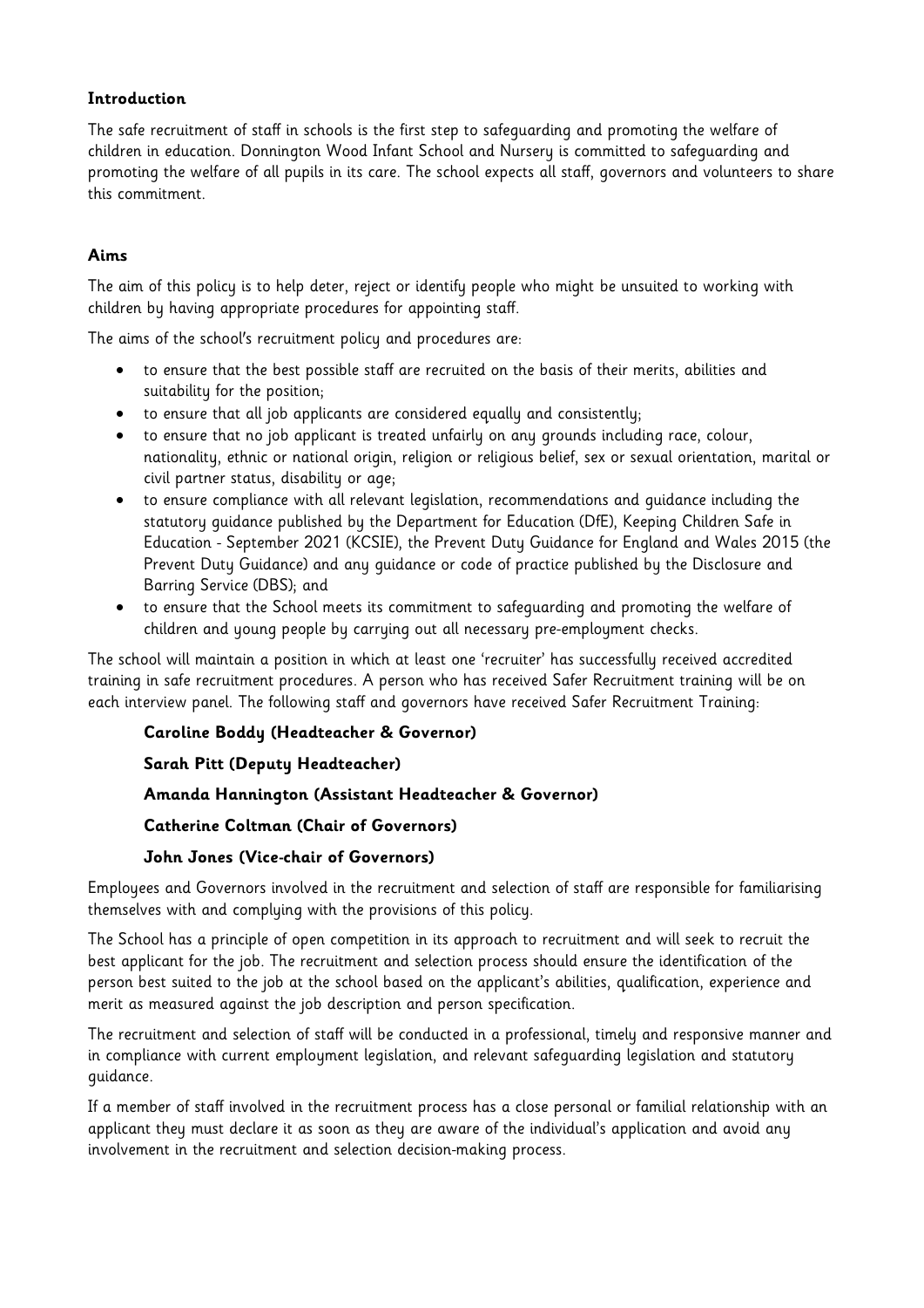## Introduction

The safe recruitment of staff in schools is the first step to safeguarding and promoting the welfare of children in education. Donnington Wood Infant School and Nursery is committed to safeguarding and promoting the welfare of all pupils in its care. The school expects all staff, governors and volunteers to share this commitment.

## Aims

The aim of this policy is to help deter, reject or identify people who might be unsuited to working with children by having appropriate procedures for appointing staff.

The aims of the school's recruitment policy and procedures are:

- to ensure that the best possible staff are recruited on the basis of their merits, abilities and suitability for the position;
- to ensure that all job applicants are considered equally and consistently;
- to ensure that no job applicant is treated unfairly on any grounds including race, colour, nationality, ethnic or national origin, religion or religious belief, sex or sexual orientation, marital or civil partner status, disability or age;
- to ensure compliance with all relevant legislation, recommendations and guidance including the statutory guidance published by the Department for Education (DfE), Keeping Children Safe in Education - September 2021 (KCSIE), the Prevent Duty Guidance for England and Wales 2015 (the Prevent Duty Guidance) and any guidance or code of practice published by the Disclosure and Barring Service (DBS); and
- to ensure that the School meets its commitment to safeguarding and promoting the welfare of children and young people by carrying out all necessary pre-employment checks.

The school will maintain a position in which at least one 'recruiter' has successfully received accredited training in safe recruitment procedures. A person who has received Safer Recruitment training will be on each interview panel. The following staff and governors have received Safer Recruitment Training:

**Caroline Boddy (Headteacher & Governor)**

**Sarah Pitt (Deputy Headteacher)**

**Amanda Hannington (Assistant Headteacher & Governor)**

**Catherine Coltman (Chair of Governors)**

**John Jones (Vice-chair of Governors)**

Employees and Governors involved in the recruitment and selection of staff are responsible for familiarising themselves with and complying with the provisions of this policy.

The School has a principle of open competition in its approach to recruitment and will seek to recruit the best applicant for the job. The recruitment and selection process should ensure the identification of the person best suited to the job at the school based on the applicant's abilities, qualification, experience and merit as measured against the job description and person specification.

The recruitment and selection of staff will be conducted in a professional, timely and responsive manner and in compliance with current employment legislation, and relevant safeguarding legislation and statutory guidance.

If a member of staff involved in the recruitment process has a close personal or familial relationship with an applicant they must declare it as soon as they are aware of the individual's application and avoid any involvement in the recruitment and selection decision-making process.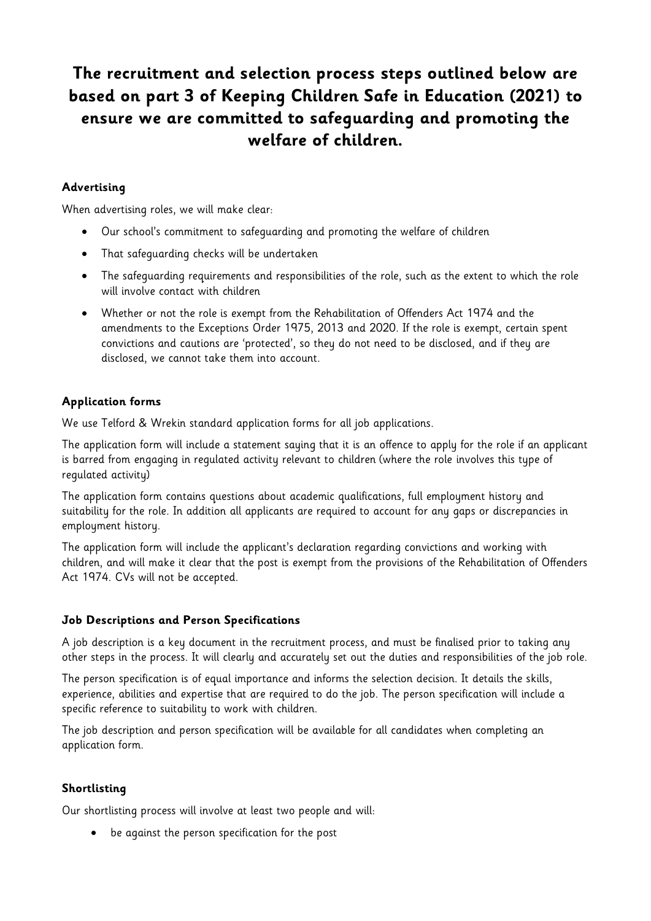# The recruitment and selection process steps outlined below are based on part 3 of Keeping Children Safe in Education (2021) to ensure we are committed to safeguarding and promoting the welfare of children.

**Advertising**

When advertising roles, we will make clear:

- Our school's commitment to safeguarding and promoting the welfare of children
- That safeguarding checks will be undertaken
- The safeguarding requirements and responsibilities of the role, such as the extent to which the role will involve contact with children
- Whether or not the role is exempt from the Rehabilitation of Offenders Act 1974 and the amendments to the Exceptions Order 1975, 2013 and 2020. If the role is exempt, certain spent convictions and cautions are 'protected', so they do not need to be disclosed, and if they are disclosed, we cannot take them into account.

**Application forms**

We use Telford & Wrekin standard application forms for all job applications.

The application form will include a statement saying that it is an offence to apply for the role if an applicant is barred from engaging in regulated activity relevant to children (where the role involves this type of regulated activity)

The application form contains questions about academic qualifications, full employment history and suitability for the role. In addition all applicants are required to account for any gaps or discrepancies in employment history.

The application form will include the applicant's declaration regarding convictions and working with children, and will make it clear that the post is exempt from the provisions of the Rehabilitation of Offenders Act 1974. CVs will not be accepted.

**Job Descriptions and Person Specifications**

A job description is a key document in the recruitment process, and must be finalised prior to taking any other steps in the process. It will clearly and accurately set out the duties and responsibilities of the job role.

The person specification is of equal importance and informs the selection decision. It details the skills, experience, abilities and expertise that are required to do the job. The person specification will include a specific reference to suitability to work with children.

The job description and person specification will be available for all candidates when completing an application form.

**Shortlisting**

Our shortlisting process will involve at least two people and will:

- be against the person specification for the post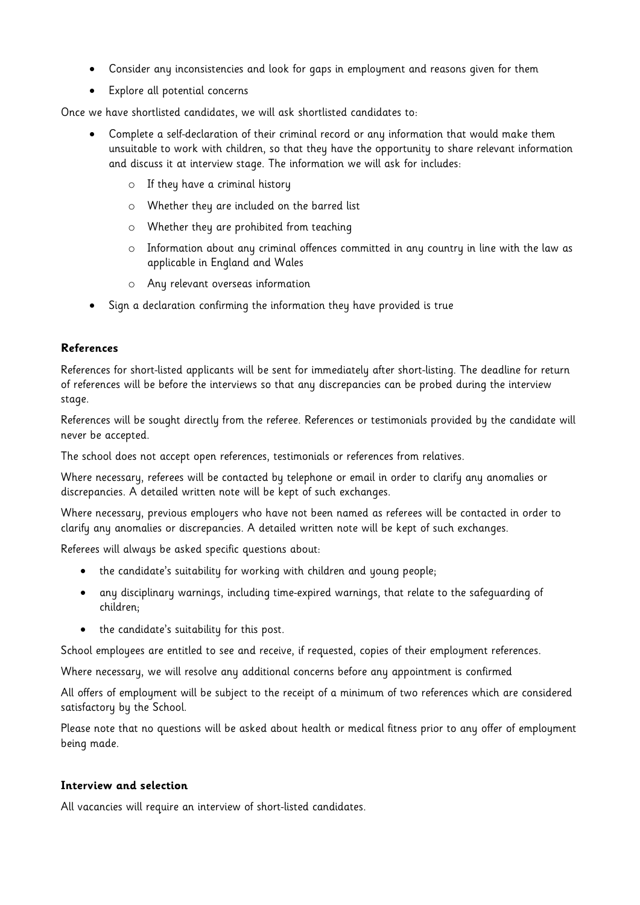- Consider any inconsistencies and look for gaps in employment and reasons given for them
- Explore all potential concerns

Once we have shortlisted candidates, we will ask shortlisted candidates to:

- Complete a self-declaration of their criminal record or any information that would make them unsuitable to work with children, so that they have the opportunity to share relevant information and discuss it at interview stage. The information we will ask for includes:
    - If they have a criminal history
    - Whether they are included on the barred list
    - Whether they are prohibited from teaching
    - Information about any criminal offences committed in any country in line with the law as applicable in England and Wales
    - Any relevant overseas information
- Sign a declaration confirming the information they have provided is true

**References**

References for short-listed applicants will be sent for immediately after short-listing. The deadline for return of references will be before the interviews so that any discrepancies can be probed during the interview stage.

References will be sought directly from the referee. References or testimonials provided by the candidate will never be accepted.

The school does not accept open references, testimonials or references from relatives.

Where necessary, referees will be contacted by telephone or email in order to clarify any anomalies or discrepancies. A detailed written note will be kept of such exchanges.

Where necessary, previous employers who have not been named as referees will be contacted in order to clarify any anomalies or discrepancies. A detailed written note will be kept of such exchanges.

Referees will always be asked specific questions about:

- the candidate's suitability for working with children and young people;
- any disciplinary warnings, including time-expired warnings, that relate to the safeguarding of children;
- the candidate's suitability for this post.

School employees are entitled to see and receive, if requested, copies of their employment references.

Where necessary, we will resolve any additional concerns before any appointment is confirmed

All offers of employment will be subject to the receipt of a minimum of two references which are considered satisfactory by the School.

Please note that no questions will be asked about health or medical fitness prior to any offer of employment being made.

**Interview and selection**

All vacancies will require an interview of short-listed candidates.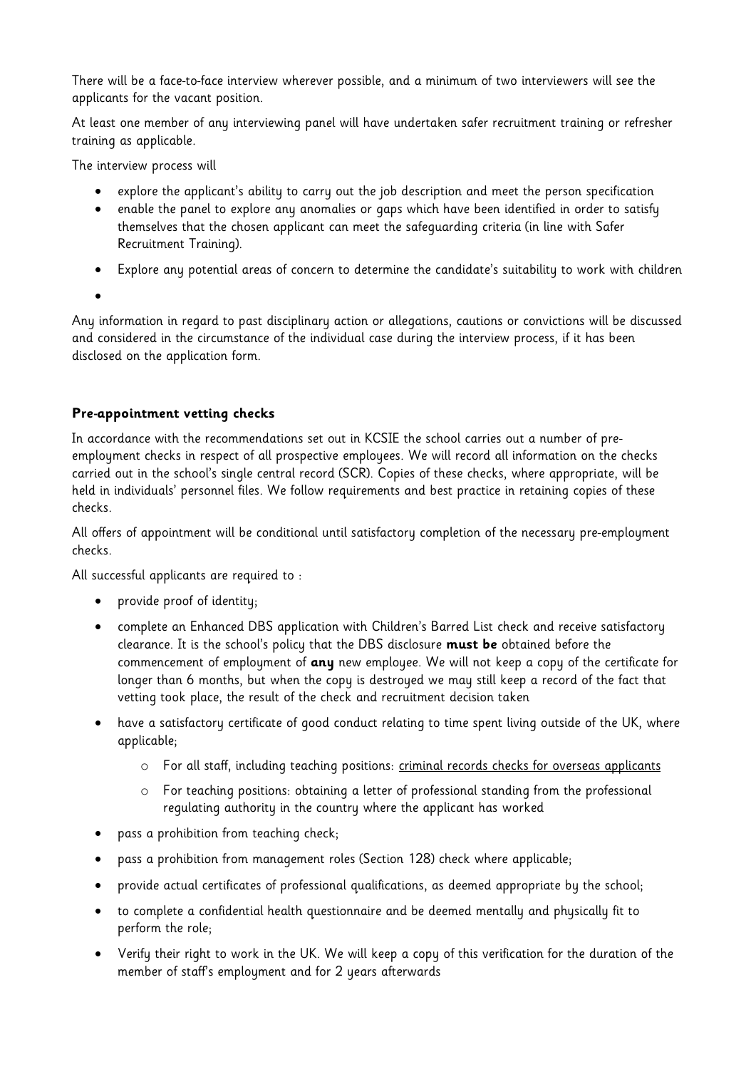There will be a face-to-face interview wherever possible, and a minimum of two interviewers will see the applicants for the vacant position.

At least one member of any interviewing panel will have undertaken safer recruitment training or refresher training as applicable.

The interview process will

- explore the applicant's ability to carry out the job description and meet the person specification
- enable the panel to explore any anomalies or gaps which have been identified in order to satisfy themselves that the chosen applicant can meet the safeguarding criteria (in line with Safer Recruitment Training).
- Explore any potential areas of concern to determine the candidate's suitability to work with children
-

Any information in regard to past disciplinary action or allegations, cautions or convictions will be discussed and considered in the circumstance of the individual case during the interview process, if it has been disclosed on the application form.

**Pre-appointment vetting checks**

In accordance with the recommendations set out in KCSIE the school carries out a number of pre-employment checks in respect of all prospective employees. We will record all information on the checks carried out in the school's single central record (SCR). Copies of these checks, where appropriate, will be held in individuals' personnel files. We follow requirements and best practice in retaining copies of these checks.

All offers of appointment will be conditional until satisfactory completion of the necessary pre-employment checks.

All successful applicants are required to :

- provide proof of identity;
- complete an Enhanced DBS application with Children's Barred List check and receive satisfactory clearance. It is the school's policy that the DBS disclosure **must be** obtained before the commencement of employment of **any** new employee. We will not keep a copy of the certificate for longer than 6 months, but when the copy is destroyed we may still keep a record of the fact that vetting took place, the result of the check and recruitment decision taken
- have a satisfactory certificate of good conduct relating to time spent living outside of the UK, where applicable;
  - For all staff, including teaching positions: criminal records checks for overseas applicants
  - For teaching positions: obtaining a letter of professional standing from the professional regulating authority in the country where the applicant has worked
- pass a prohibition from teaching check;
- pass a prohibition from management roles (Section 128) check where applicable;
- provide actual certificates of professional qualifications, as deemed appropriate by the school;
- to complete a confidential health questionnaire and be deemed mentally and physically fit to perform the role;
- Verify their right to work in the UK. We will keep a copy of this verification for the duration of the member of staff's employment and for 2 years afterwards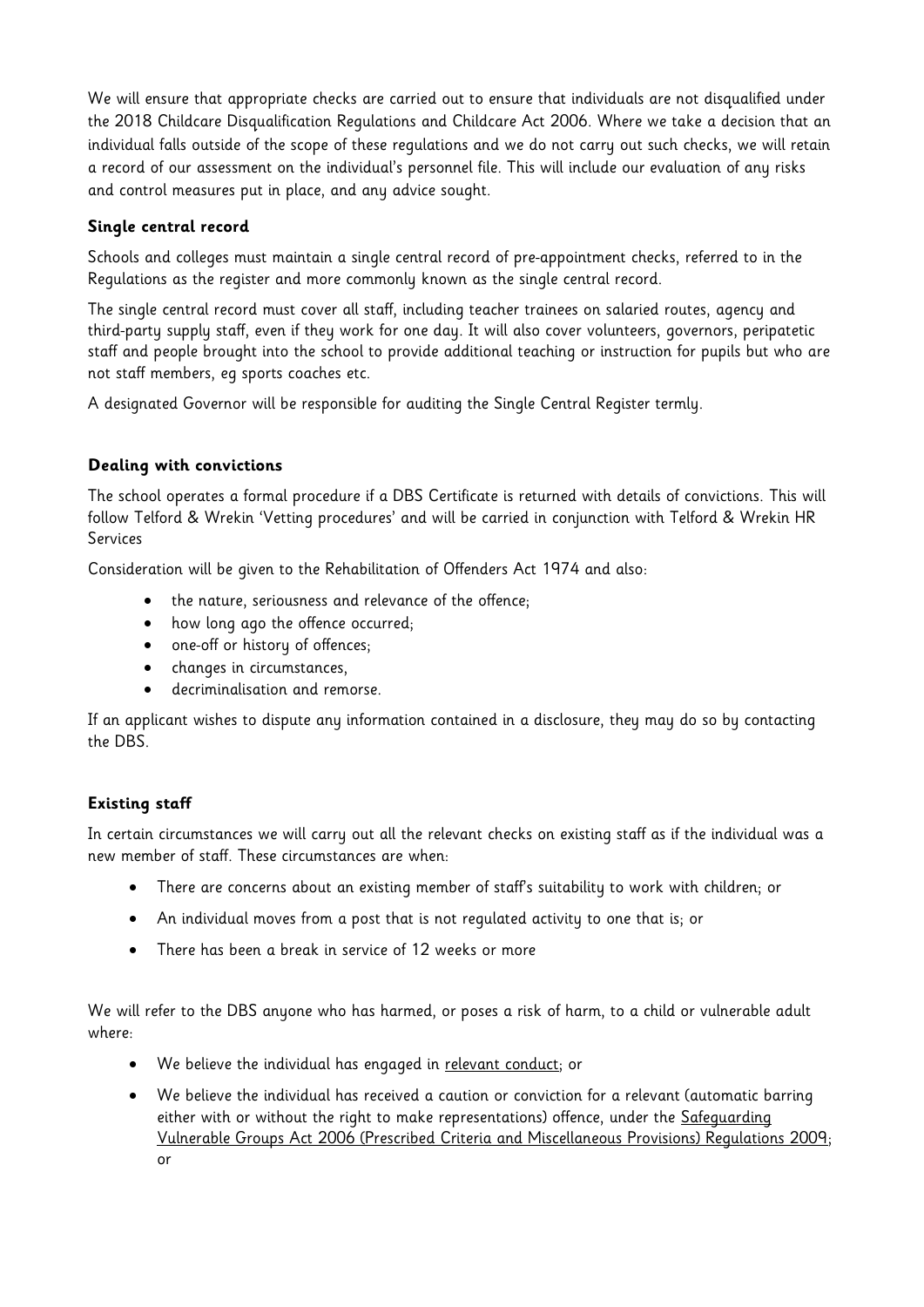We will ensure that appropriate checks are carried out to ensure that individuals are not disqualified under the 2018 Childcare Disqualification Regulations and Childcare Act 2006. Where we take a decision that an individual falls outside of the scope of these regulations and we do not carry out such checks, we will retain a record of our assessment on the individual's personnel file. This will include our evaluation of any risks and control measures put in place, and any advice sought.

### Single central record

Schools and colleges must maintain a single central record of pre-appointment checks, referred to in the Regulations as the register and more commonly known as the single central record.

The single central record must cover all staff, including teacher trainees on salaried routes, agency and third-party supply staff, even if they work for one day. It will also cover volunteers, governors, peripatetic staff and people brought into the school to provide additional teaching or instruction for pupils but who are not staff members, eg sports coaches etc.

A designated Governor will be responsible for auditing the Single Central Register termly.

### Dealing with convictions

The school operates a formal procedure if a DBS Certificate is returned with details of convictions. This will follow Telford & Wrekin 'Vetting procedures' and will be carried in conjunction with Telford & Wrekin HR Services

Consideration will be given to the Rehabilitation of Offenders Act 1974 and also:

- the nature, seriousness and relevance of the offence;
- how long ago the offence occurred;
- one-off or history of offences;
- changes in circumstances,
- decriminalisation and remorse.

If an applicant wishes to dispute any information contained in a disclosure, they may do so by contacting the DBS.

### Existing staff

In certain circumstances we will carry out all the relevant checks on existing staff as if the individual was a new member of staff. These circumstances are when:

- There are concerns about an existing member of staff's suitability to work with children; or
- An individual moves from a post that is not regulated activity to one that is; or
- There has been a break in service of 12 weeks or more

We will refer to the DBS anyone who has harmed, or poses a risk of harm, to a child or vulnerable adult where:

- We believe the individual has engaged in relevant conduct; or
- We believe the individual has received a caution or conviction for a relevant (automatic barring either with or without the right to make representations) offence, under the Safeguarding Vulnerable Groups Act 2006 (Prescribed Criteria and Miscellaneous Provisions) Regulations 2009; or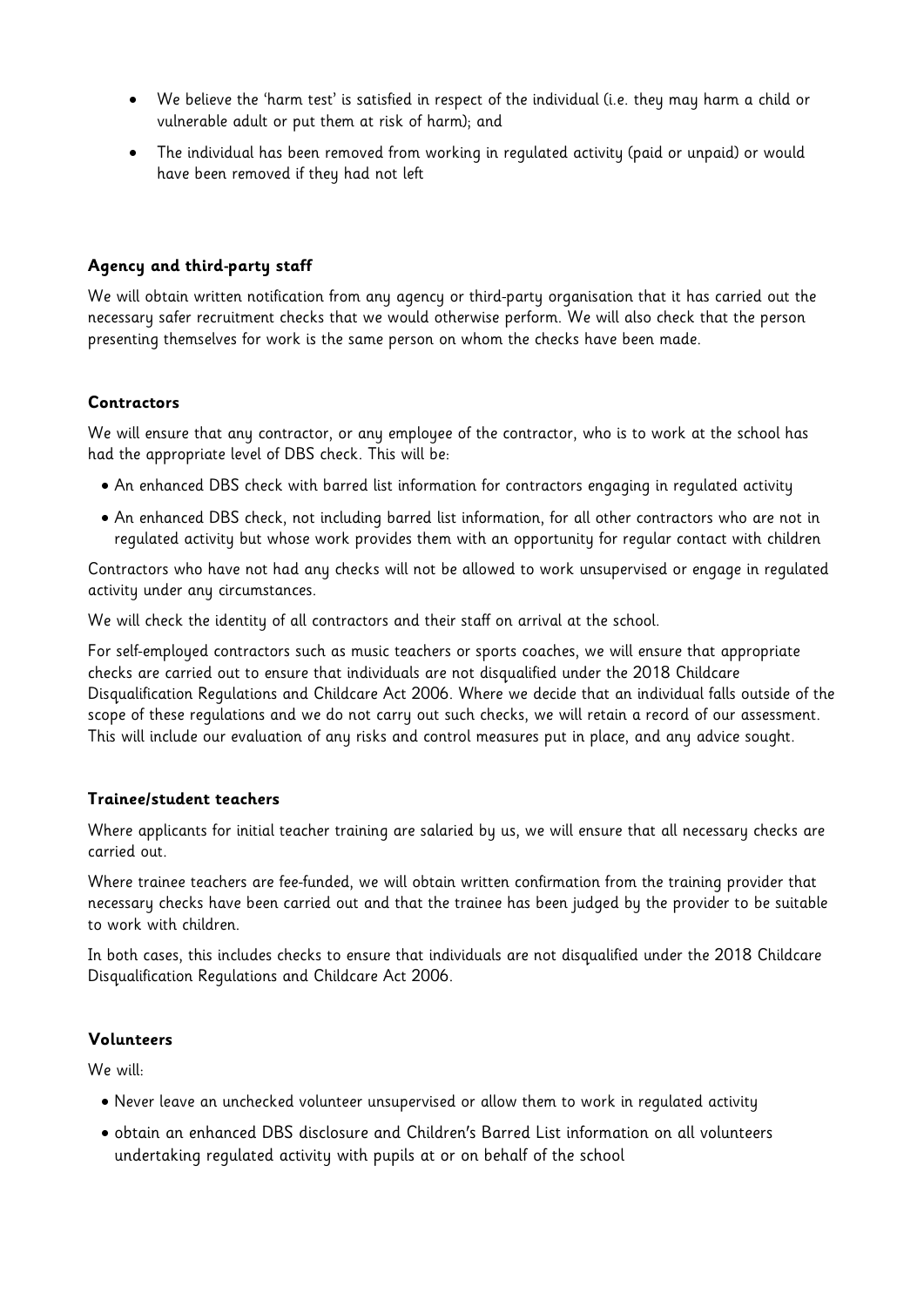- We believe the 'harm test' is satisfied in respect of the individual (i.e. they may harm a child or vulnerable adult or put them at risk of harm); and
- The individual has been removed from working in regulated activity (paid or unpaid) or would have been removed if they had not left

### Agency and third-party staff

We will obtain written notification from any agency or third-party organisation that it has carried out the necessary safer recruitment checks that we would otherwise perform. We will also check that the person presenting themselves for work is the same person on whom the checks have been made.

### Contractors

We will ensure that any contractor, or any employee of the contractor, who is to work at the school has had the appropriate level of DBS check. This will be:

- An enhanced DBS check with barred list information for contractors engaging in regulated activity
- An enhanced DBS check, not including barred list information, for all other contractors who are not in regulated activity but whose work provides them with an opportunity for regular contact with children

Contractors who have not had any checks will not be allowed to work unsupervised or engage in regulated activity under any circumstances.

We will check the identity of all contractors and their staff on arrival at the school.

For self-employed contractors such as music teachers or sports coaches, we will ensure that appropriate checks are carried out to ensure that individuals are not disqualified under the 2018 Childcare Disqualification Regulations and Childcare Act 2006. Where we decide that an individual falls outside of the scope of these regulations and we do not carry out such checks, we will retain a record of our assessment. This will include our evaluation of any risks and control measures put in place, and any advice sought.

### Trainee/student teachers

Where applicants for initial teacher training are salaried by us, we will ensure that all necessary checks are carried out.

Where trainee teachers are fee-funded, we will obtain written confirmation from the training provider that necessary checks have been carried out and that the trainee has been judged by the provider to be suitable to work with children.

In both cases, this includes checks to ensure that individuals are not disqualified under the 2018 Childcare Disqualification Regulations and Childcare Act 2006.

### Volunteers

We will:

- Never leave an unchecked volunteer unsupervised or allow them to work in regulated activity
- obtain an enhanced DBS disclosure and Children's Barred List information on all volunteers undertaking regulated activity with pupils at or on behalf of the school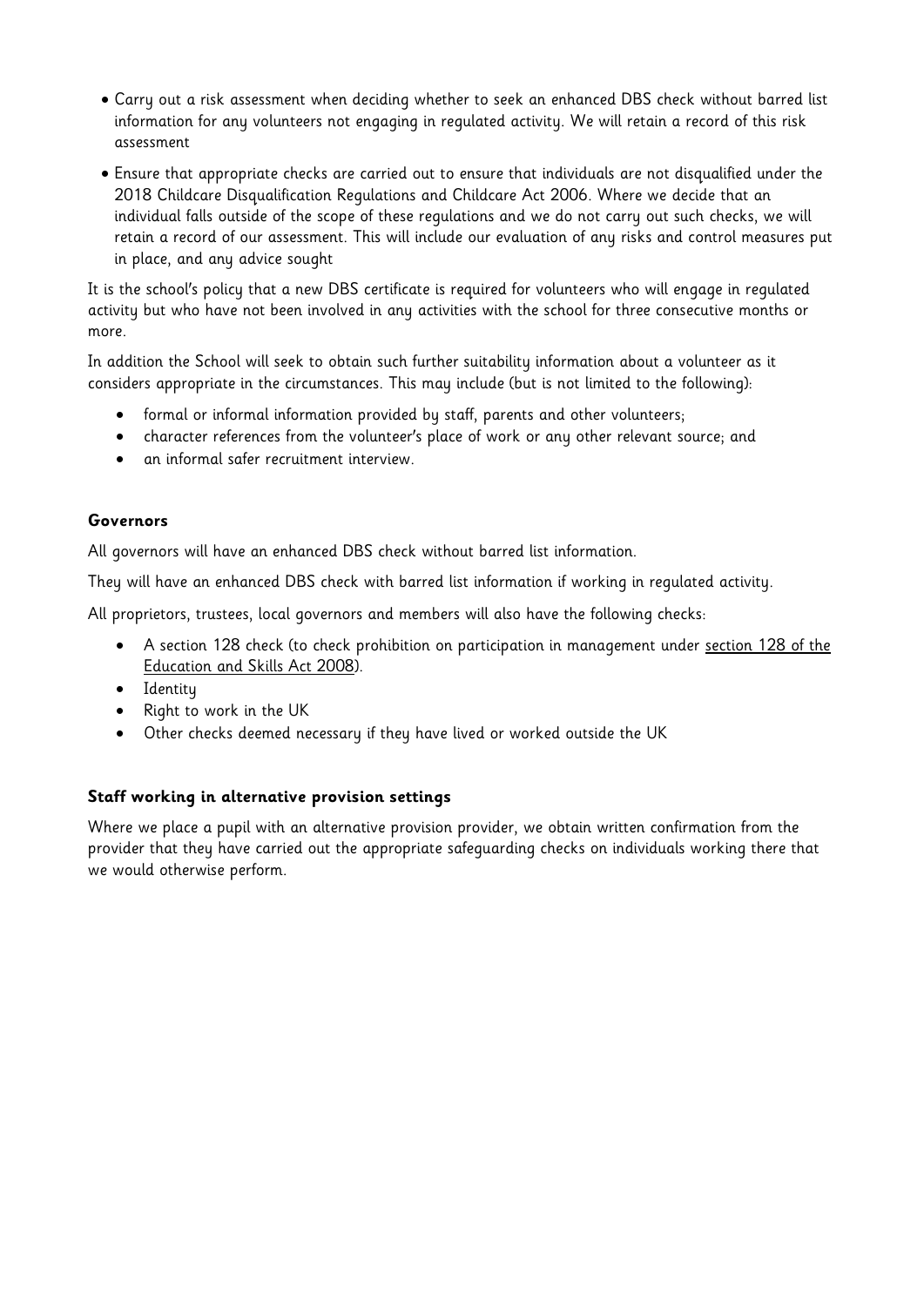- Carry out a risk assessment when deciding whether to seek an enhanced DBS check without barred list information for any volunteers not engaging in regulated activity. We will retain a record of this risk assessment
- Ensure that appropriate checks are carried out to ensure that individuals are not disqualified under the 2018 Childcare Disqualification Regulations and Childcare Act 2006. Where we decide that an individual falls outside of the scope of these regulations and we do not carry out such checks, we will retain a record of our assessment. This will include our evaluation of any risks and control measures put in place, and any advice sought

It is the school's policy that a new DBS certificate is required for volunteers who will engage in regulated activity but who have not been involved in any activities with the school for three consecutive months or more.

In addition the School will seek to obtain such further suitability information about a volunteer as it considers appropriate in the circumstances. This may include (but is not limited to the following):

- formal or informal information provided by staff, parents and other volunteers;
- character references from the volunteer's place of work or any other relevant source; and
- an informal safer recruitment interview.

**Governors**

All governors will have an enhanced DBS check without barred list information.

They will have an enhanced DBS check with barred list information if working in regulated activity.

All proprietors, trustees, local governors and members will also have the following checks:

- A section 128 check (to check prohibition on participation in management under section 128 of the Education and Skills Act 2008).
- Identity
- Right to work in the UK
- Other checks deemed necessary if they have lived or worked outside the UK

**Staff working in alternative provision settings**

Where we place a pupil with an alternative provision provider, we obtain written confirmation from the provider that they have carried out the appropriate safeguarding checks on individuals working there that we would otherwise perform.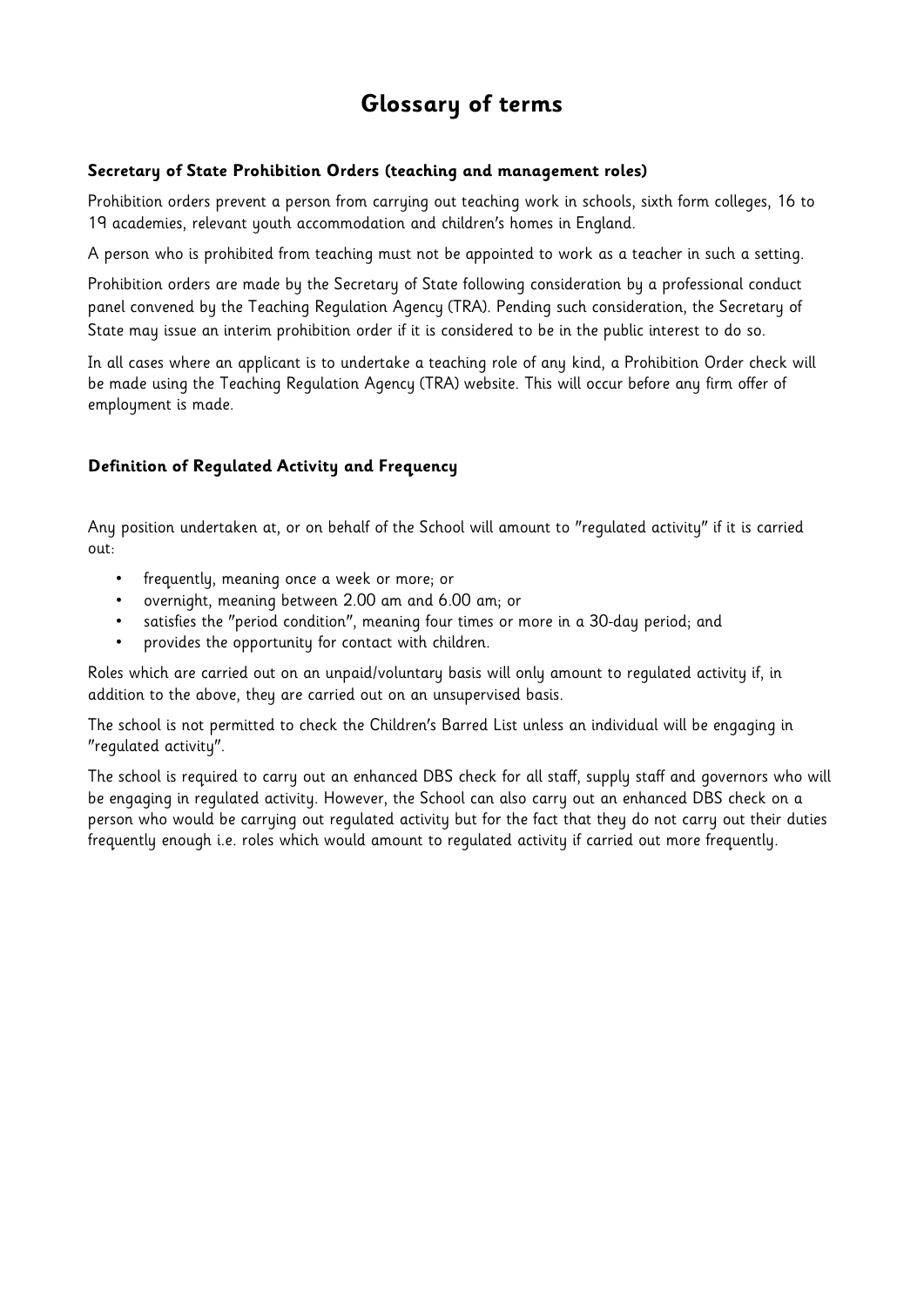# Glossary of terms

### Secretary of State Prohibition Orders (teaching and management roles)

Prohibition orders prevent a person from carrying out teaching work in schools, sixth form colleges, 16 to 19 academies, relevant youth accommodation and children's homes in England.

A person who is prohibited from teaching must not be appointed to work as a teacher in such a setting.

Prohibition orders are made by the Secretary of State following consideration by a professional conduct panel convened by the Teaching Regulation Agency (TRA). Pending such consideration, the Secretary of State may issue an interim prohibition order if it is considered to be in the public interest to do so.

In all cases where an applicant is to undertake a teaching role of any kind, a Prohibition Order check will be made using the Teaching Regulation Agency (TRA) website. This will occur before any firm offer of employment is made.

### Definition of Regulated Activity and Frequency

Any position undertaken at, or on behalf of the School will amount to "regulated activity" if it is carried out:

- frequently, meaning once a week or more; or
- overnight, meaning between 2.00 am and 6.00 am; or
- satisfies the "period condition", meaning four times or more in a 30-day period; and
- provides the opportunity for contact with children.

Roles which are carried out on an unpaid/voluntary basis will only amount to regulated activity if, in addition to the above, they are carried out on an unsupervised basis.

The school is not permitted to check the Children's Barred List unless an individual will be engaging in "regulated activity".

The school is required to carry out an enhanced DBS check for all staff, supply staff and governors who will be engaging in regulated activity. However, the School can also carry out an enhanced DBS check on a person who would be carrying out regulated activity but for the fact that they do not carry out their duties frequently enough i.e. roles which would amount to regulated activity if carried out more frequently.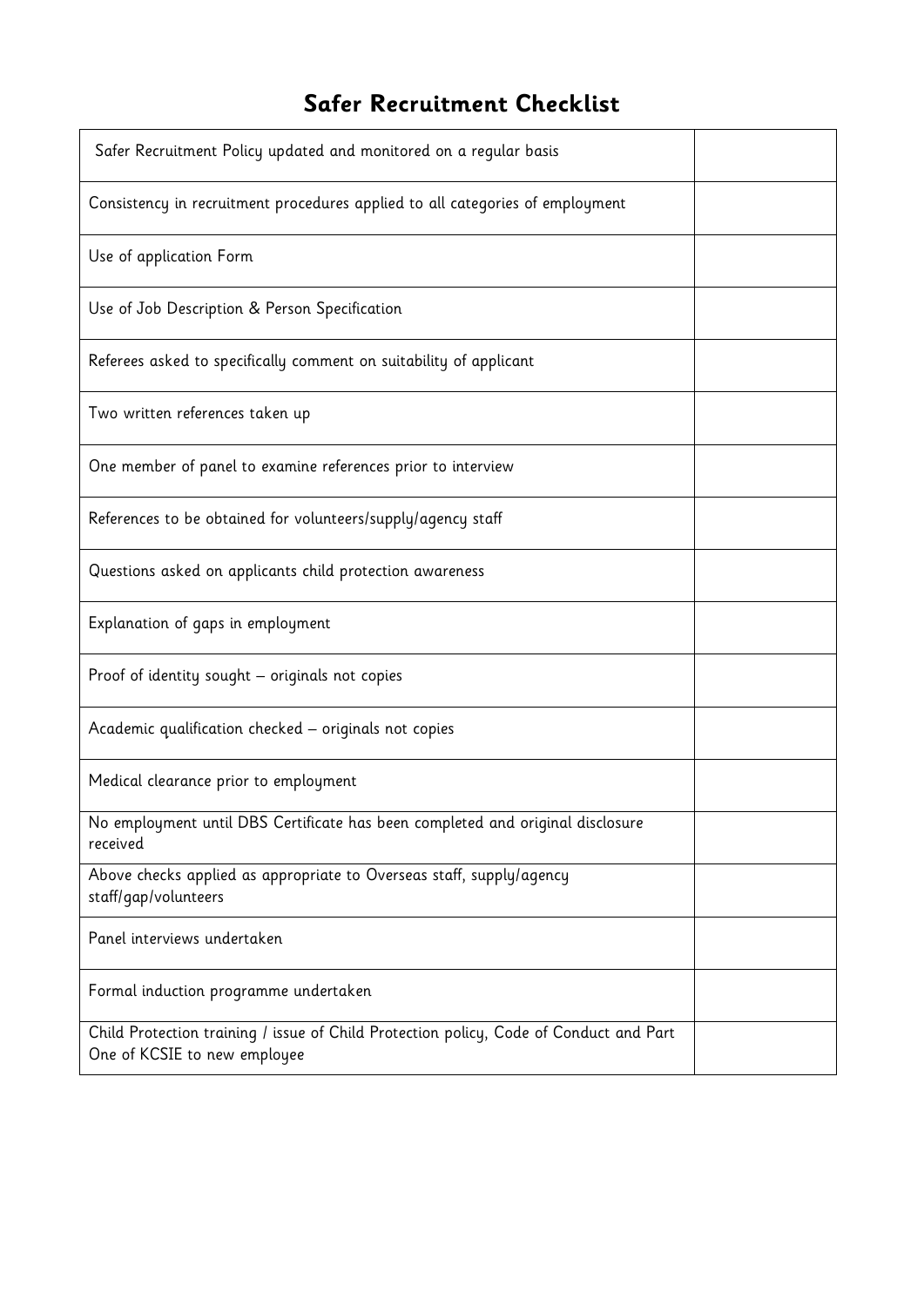# Safer Recruitment Checklist

| | |
|---|---|
| Safer Recruitment Policy updated and monitored on a regular basis | |
| Consistency in recruitment procedures applied to all categories of employment | |
| Use of application Form | |
| Use of Job Description & Person Specification | |
| Referees asked to specifically comment on suitability of applicant | |
| Two written references taken up | |
| One member of panel to examine references prior to interview | |
| References to be obtained for volunteers/supply/agency staff | |
| Questions asked on applicants child protection awareness | |
| Explanation of gaps in employment | |
| Proof of identity sought – originals not copies | |
| Academic qualification checked – originals not copies | |
| Medical clearance prior to employment | |
| No employment until DBS Certificate has been completed and original disclosure received | |
| Above checks applied as appropriate to Overseas staff, supply/agency staff/gap/volunteers | |
| Panel interviews undertaken | |
| Formal induction programme undertaken | |
| Child Protection training / issue of Child Protection policy, Code of Conduct and Part One of KCSIE to new employee | |